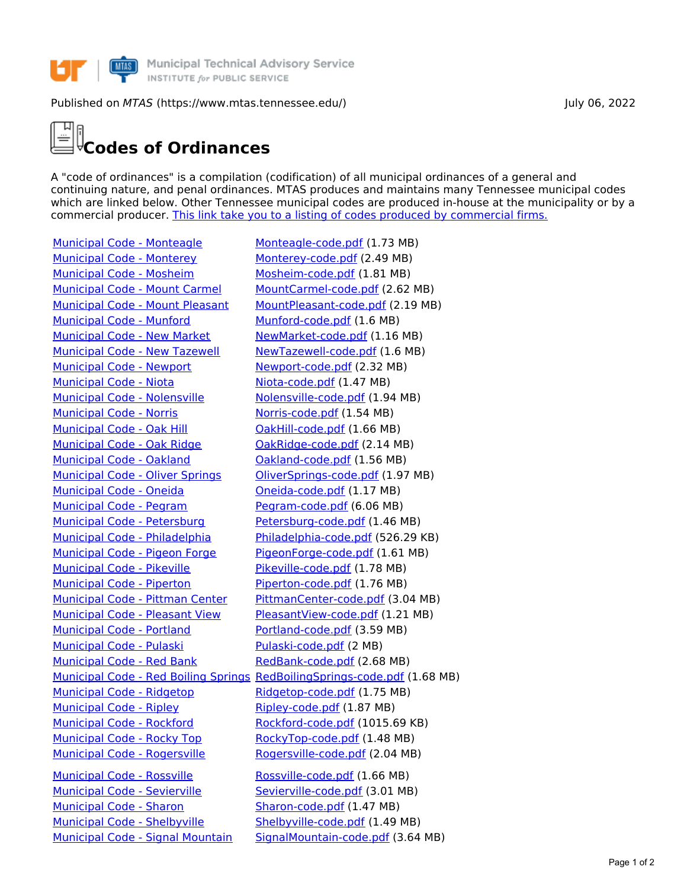Published on *MTAS* (https://www.mtas.tennessee.edu/) July 06, 2022

# Codes of Ordinances

A "code of ordinances" is a compilation (codification) of all municipal ordinances of a general and continuing nature, and penal ordinances. MTAS produces and maintains many Tennessee municipal codes which are linked below. Other Tennessee municipal codes are produced in-house at the municipality or by a commercial producer. This link take you to a listing of codes produced by commercial firms.

| | |
|---|---|
| Municipal Code - Monteagle | Monteagle-code.pdf (1.73 MB) |
| Municipal Code - Monterey | Monterey-code.pdf (2.49 MB) |
| Municipal Code - Mosheim | Mosheim-code.pdf (1.81 MB) |
| Municipal Code - Mount Carmel | MountCarmel-code.pdf (2.62 MB) |
| Municipal Code - Mount Pleasant | MountPleasant-code.pdf (2.19 MB) |
| Municipal Code - Munford | Munford-code.pdf (1.6 MB) |
| Municipal Code - New Market | NewMarket-code.pdf (1.16 MB) |
| Municipal Code - New Tazewell | NewTazewell-code.pdf (1.6 MB) |
| Municipal Code - Newport | Newport-code.pdf (2.32 MB) |
| Municipal Code - Niota | Niota-code.pdf (1.47 MB) |
| Municipal Code - Nolensville | Nolensville-code.pdf (1.94 MB) |
| Municipal Code - Norris | Norris-code.pdf (1.54 MB) |
| Municipal Code - Oak Hill | OakHill-code.pdf (1.66 MB) |
| Municipal Code - Oak Ridge | OakRidge-code.pdf (2.14 MB) |
| Municipal Code - Oakland | Oakland-code.pdf (1.56 MB) |
| Municipal Code - Oliver Springs | OliverSprings-code.pdf (1.97 MB) |
| Municipal Code - Oneida | Oneida-code.pdf (1.17 MB) |
| Municipal Code - Pegram | Pegram-code.pdf (6.06 MB) |
| Municipal Code - Petersburg | Petersburg-code.pdf (1.46 MB) |
| Municipal Code - Philadelphia | Philadelphia-code.pdf (526.29 KB) |
| Municipal Code - Pigeon Forge | PigeonForge-code.pdf (1.61 MB) |
| Municipal Code - Pikeville | Pikeville-code.pdf (1.78 MB) |
| Municipal Code - Piperton | Piperton-code.pdf (1.76 MB) |
| Municipal Code - Pittman Center | PittmanCenter-code.pdf (3.04 MB) |
| Municipal Code - Pleasant View | PleasantView-code.pdf (1.21 MB) |
| Municipal Code - Portland | Portland-code.pdf (3.59 MB) |
| Municipal Code - Pulaski | Pulaski-code.pdf (2 MB) |
| Municipal Code - Red Bank | RedBank-code.pdf (2.68 MB) |
| Municipal Code - Red Boiling Springs | RedBoilingSprings-code.pdf (1.68 MB) |
| Municipal Code - Ridgetop | Ridgetop-code.pdf (1.75 MB) |
| Municipal Code - Ripley | Ripley-code.pdf (1.87 MB) |
| Municipal Code - Rockford | Rockford-code.pdf (1015.69 KB) |
| Municipal Code - Rocky Top | RockyTop-code.pdf (1.48 MB) |
| Municipal Code - Rogersville | Rogersville-code.pdf (2.04 MB) |
| Municipal Code - Rossville | Rossville-code.pdf (1.66 MB) |
| Municipal Code - Sevierville | Sevierville-code.pdf (3.01 MB) |
| Municipal Code - Sharon | Sharon-code.pdf (1.47 MB) |
| Municipal Code - Shelbyville | Shelbyville-code.pdf (1.49 MB) |
| Municipal Code - Signal Mountain | SignalMountain-code.pdf (3.64 MB) |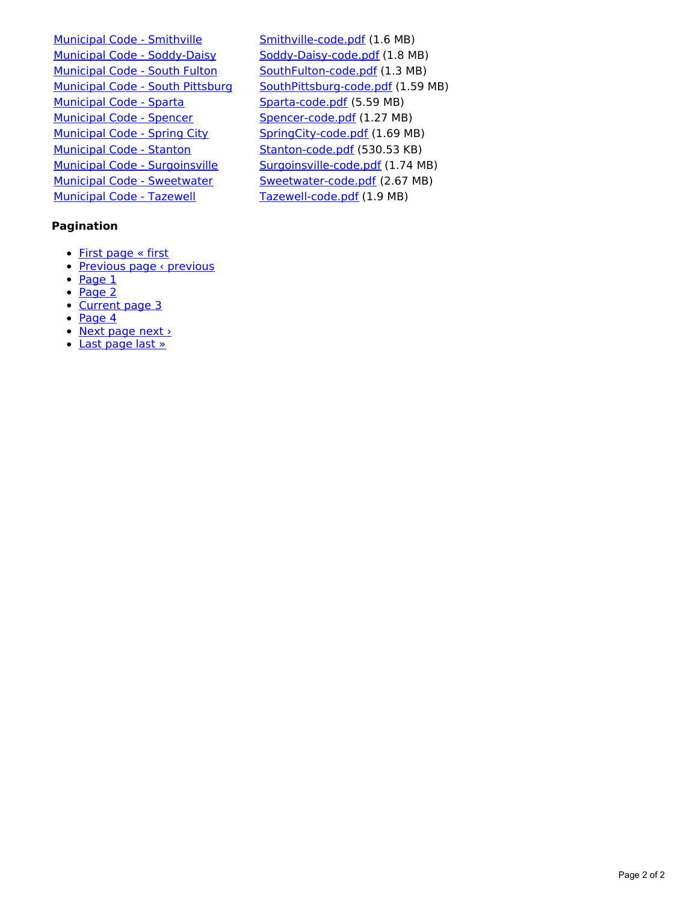| | |
|---|---|
| Municipal Code - Smithville | Smithville-code.pdf (1.6 MB) |
| Municipal Code - Soddy-Daisy | Soddy-Daisy-code.pdf (1.8 MB) |
| Municipal Code - South Fulton | SouthFulton-code.pdf (1.3 MB) |
| Municipal Code - South Pittsburg | SouthPittsburg-code.pdf (1.59 MB) |
| Municipal Code - Sparta | Sparta-code.pdf (5.59 MB) |
| Municipal Code - Spencer | Spencer-code.pdf (1.27 MB) |
| Municipal Code - Spring City | SpringCity-code.pdf (1.69 MB) |
| Municipal Code - Stanton | Stanton-code.pdf (530.53 KB) |
| Municipal Code - Surgoinsville | Surgoinsville-code.pdf (1.74 MB) |
| Municipal Code - Sweetwater | Sweetwater-code.pdf (2.67 MB) |
| Municipal Code - Tazewell | Tazewell-code.pdf (1.9 MB) |

**Pagination**

- First page « first
- Previous page ‹ previous
- Page 1
- Page 2
- Current page 3
- Page 4
- Next page next ›
- Last page last »